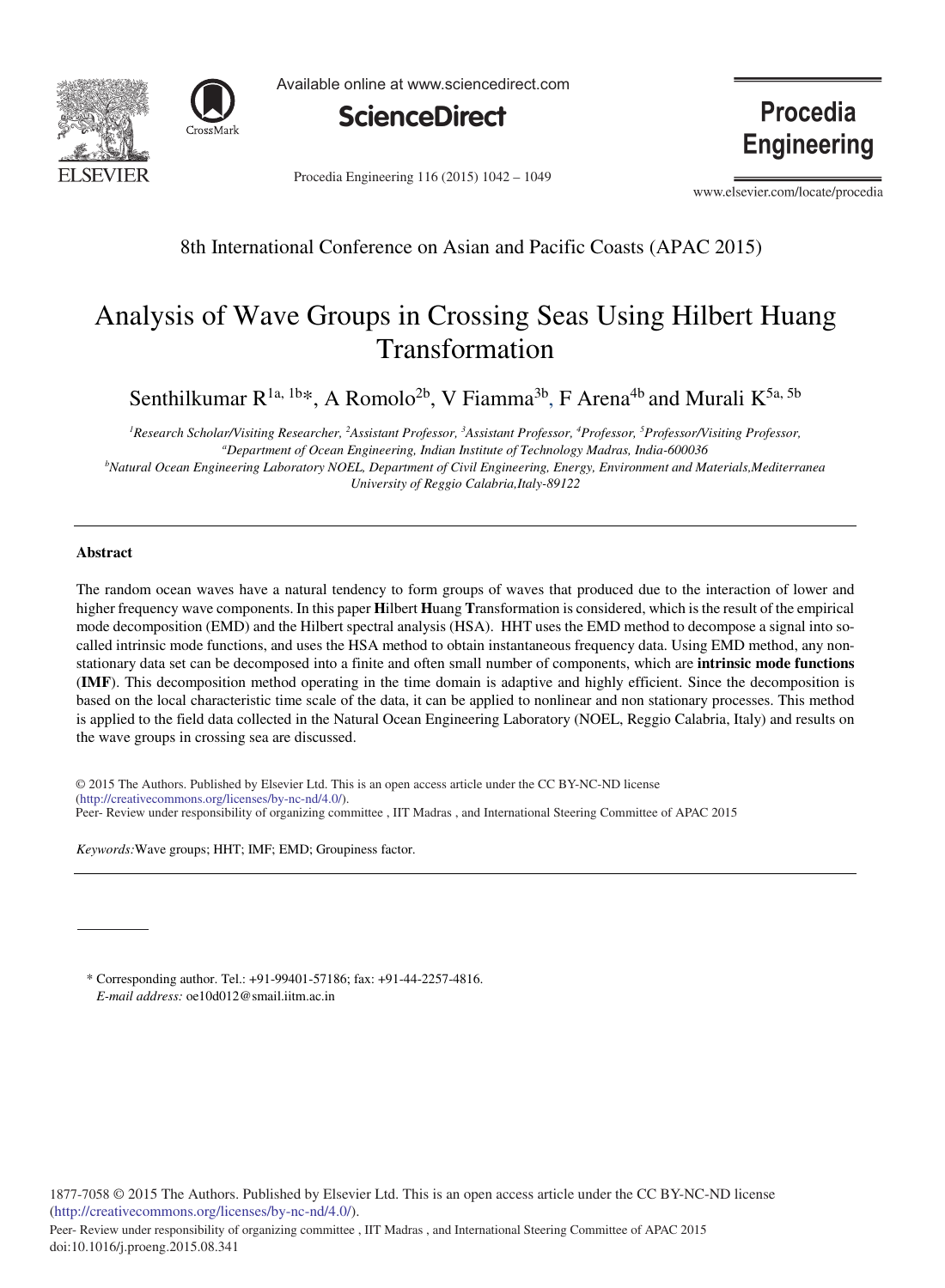8th International Conference on Asian and Pacific Coasts (APAC 2015)

# Analysis of Wave Groups in Crossing Seas Using Hilbert Huang Transformation

Senthilkumar R[1a, 1b]*, A Romolo[2b], V Fiamma[3b], F Arena[4b] and Murali K[5a, 5b]

*[1]Research Scholar/Visiting Researcher, [2]Assistant Professor, [3]Assistant Professor, [4]Professor, [5]Professor/Visiting Professor,*
*[a]Department of Ocean Engineering, Indian Institute of Technology Madras, India-600036*
*[b]Natural Ocean Engineering Laboratory NOEL, Department of Civil Engineering, Energy, Environment and Materials,Mediterranea University of Reggio Calabria,Italy-89122*

---

## Abstract

The random ocean waves have a natural tendency to form groups of waves that produced due to the interaction of lower and higher frequency wave components. In this paper **H**ilbert **H**uang **T**ransformation is considered, which is the result of the empirical mode decomposition (EMD) and the Hilbert spectral analysis (HSA). HHT uses the EMD method to decompose a signal into so-called intrinsic mode functions, and uses the HSA method to obtain instantaneous frequency data. Using EMD method, any non-stationary data set can be decomposed into a finite and often small number of components, which are **intrinsic mode functions** (**IMF**). This decomposition method operating in the time domain is adaptive and highly efficient. Since the decomposition is based on the local characteristic time scale of the data, it can be applied to nonlinear and non stationary processes. This method is applied to the field data collected in the Natural Ocean Engineering Laboratory (NOEL, Reggio Calabria, Italy) and results on the wave groups in crossing sea are discussed.

© 2015 The Authors. Published by Elsevier Ltd. This is an open access article under the CC BY-NC-ND license (http://creativecommons.org/licenses/by-nc-nd/4.0/).
Peer- Review under responsibility of organizing committee , IIT Madras , and International Steering Committee of APAC 2015

*Keywords:* Wave groups; HHT; IMF; EMD; Groupiness factor.

---

\* Corresponding author. Tel.: +91-99401-57186; fax: +91-44-2257-4816.
*E-mail address:* oe10d012@smail.iitm.ac.in

1877-7058 © 2015 The Authors. Published by Elsevier Ltd. This is an open access article under the CC BY-NC-ND license (http://creativecommons.org/licenses/by-nc-nd/4.0/).
Peer- Review under responsibility of organizing committee , IIT Madras , and International Steering Committee of APAC 2015
doi:10.1016/j.proeng.2015.08.341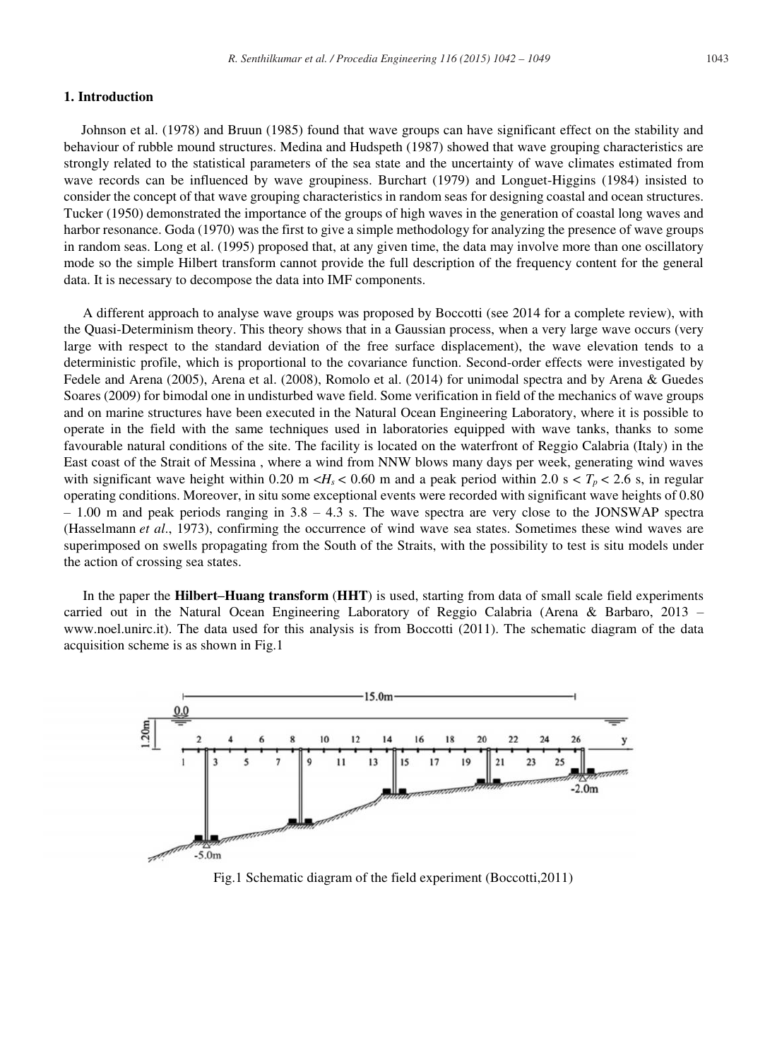## 1. Introduction

Johnson et al. (1978) and Bruun (1985) found that wave groups can have significant effect on the stability and behaviour of rubble mound structures. Medina and Hudspeth (1987) showed that wave grouping characteristics are strongly related to the statistical parameters of the sea state and the uncertainty of wave climates estimated from wave records can be influenced by wave groupiness. Burchart (1979) and Longuet-Higgins (1984) insisted to consider the concept of that wave grouping characteristics in random seas for designing coastal and ocean structures. Tucker (1950) demonstrated the importance of the groups of high waves in the generation of coastal long waves and harbor resonance. Goda (1970) was the first to give a simple methodology for analyzing the presence of wave groups in random seas. Long et al. (1995) proposed that, at any given time, the data may involve more than one oscillatory mode so the simple Hilbert transform cannot provide the full description of the frequency content for the general data. It is necessary to decompose the data into IMF components.

A different approach to analyse wave groups was proposed by Boccotti (see 2014 for a complete review), with the Quasi-Determinism theory. This theory shows that in a Gaussian process, when a very large wave occurs (very large with respect to the standard deviation of the free surface displacement), the wave elevation tends to a deterministic profile, which is proportional to the covariance function. Second-order effects were investigated by Fedele and Arena (2005), Arena et al. (2008), Romolo et al. (2014) for unimodal spectra and by Arena & Guedes Soares (2009) for bimodal one in undisturbed wave field. Some verification in field of the mechanics of wave groups and on marine structures have been executed in the Natural Ocean Engineering Laboratory, where it is possible to operate in the field with the same techniques used in laboratories equipped with wave tanks, thanks to some favourable natural conditions of the site. The facility is located on the waterfront of Reggio Calabria (Italy) in the East coast of the Strait of Messina , where a wind from NNW blows many days per week, generating wind waves with significant wave height within 0.20 m $<H_s < 0.60$ m and a peak period within 2.0 s $< T_p <$ 2.6 s, in regular operating conditions. Moreover, in situ some exceptional events were recorded with significant wave heights of 0.80 – 1.00 m and peak periods ranging in 3.8 – 4.3 s. The wave spectra are very close to the JONSWAP spectra (Hasselmann *et al*., 1973), confirming the occurrence of wind wave sea states. Sometimes these wind waves are superimposed on swells propagating from the South of the Straits, with the possibility to test is situ models under the action of crossing sea states.

In the paper the **Hilbert–Huang transform** (**HHT**) is used, starting from data of small scale field experiments carried out in the Natural Ocean Engineering Laboratory of Reggio Calabria (Arena & Barbaro, 2013 – www.noel.unirc.it). The data used for this analysis is from Boccotti (2011). The schematic diagram of the data acquisition scheme is as shown in Fig.1

Fig.1 Schematic diagram of the field experiment (Boccotti,2011)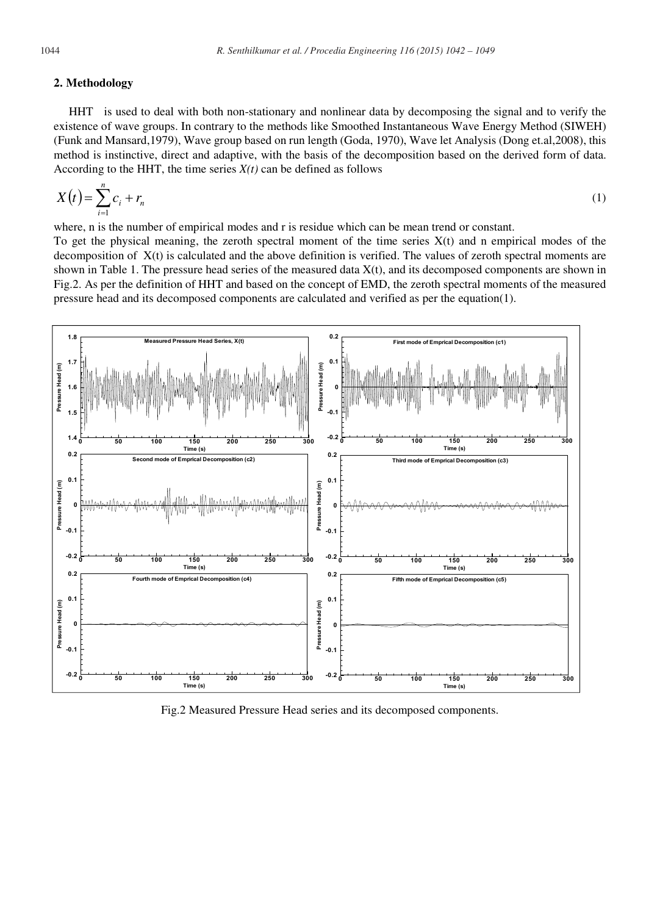## 2. Methodology

HHT is used to deal with both non-stationary and nonlinear data by decomposing the signal and to verify the existence of wave groups. In contrary to the methods like Smoothed Instantaneous Wave Energy Method (SIWEH) (Funk and Mansard,1979), Wave group based on run length (Goda, 1970), Wave let Analysis (Dong et.al,2008), this method is instinctive, direct and adaptive, with the basis of the decomposition based on the derived form of data. According to the HHT, the time series *X(t)* can be defined as follows

$$X(t) = \sum_{i=1}^{n} c_i + r_n \tag{1}$$

where, n is the number of empirical modes and r is residue which can be mean trend or constant.

To get the physical meaning, the zeroth spectral moment of the time series X(t) and n empirical modes of the decomposition of X(t) is calculated and the above definition is verified. The values of zeroth spectral moments are shown in Table 1. The pressure head series of the measured data X(t), and its decomposed components are shown in Fig.2. As per the definition of HHT and based on the concept of EMD, the zeroth spectral moments of the measured pressure head and its decomposed components are calculated and verified as per the equation(1).

Fig.2 Measured Pressure Head series and its decomposed components.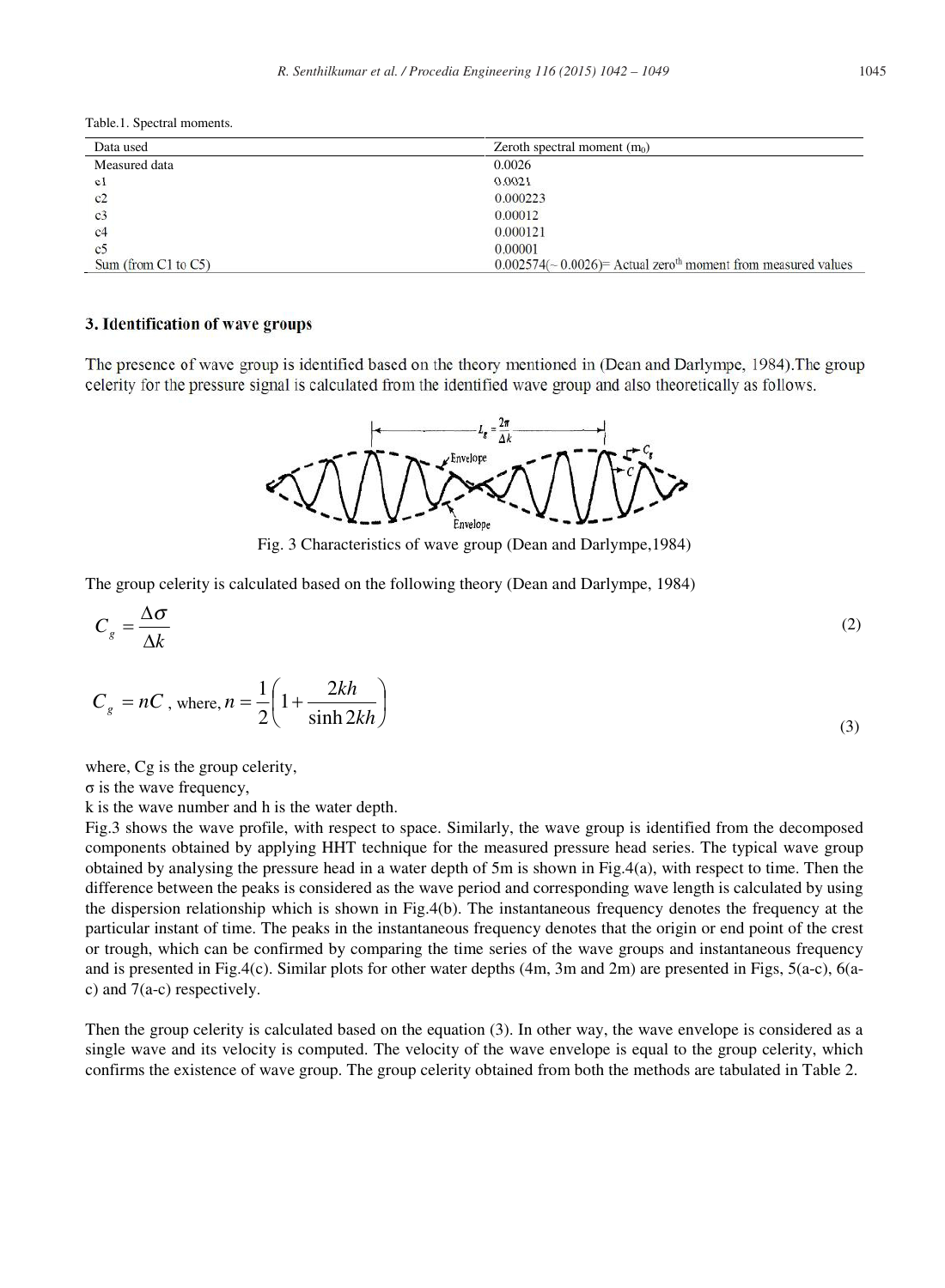Table.1. Spectral moments.

| Data used | Zeroth spectral moment ($m_0$) |
| --- | --- |
| Measured data | 0.0026 |
| c1 | 0.0021 |
| c2 | 0.000223 |
| c3 | 0.00012 |
| c4 | 0.000121 |
| c5 | 0.00001 |
| Sum (from C1 to C5) | 0.002574(~ 0.0026)= Actual zero[th] moment from measured values |

### 3. Identification of wave groups

The presence of wave group is identified based on the theory mentioned in (Dean and Darlympe, 1984).The group celerity for the pressure signal is calculated from the identified wave group and also theoretically as follows.

Fig. 3 Characteristics of wave group (Dean and Darlympe,1984)

The group celerity is calculated based on the following theory (Dean and Darlympe, 1984)

$$C_g = \frac{\Delta\sigma}{\Delta k} \tag{2}$$

$$C_g = nC \text{ , where, } n = \frac{1}{2}\left(1 + \frac{2kh}{\sinh 2kh}\right) \tag{3}$$

where, Cg is the group celerity,
σ is the wave frequency,
k is the wave number and h is the water depth.
Fig.3 shows the wave profile, with respect to space. Similarly, the wave group is identified from the decomposed components obtained by applying HHT technique for the measured pressure head series. The typical wave group obtained by analysing the pressure head in a water depth of 5m is shown in Fig.4(a), with respect to time. Then the difference between the peaks is considered as the wave period and corresponding wave length is calculated by using the dispersion relationship which is shown in Fig.4(b). The instantaneous frequency denotes the frequency at the particular instant of time. The peaks in the instantaneous frequency denotes that the origin or end point of the crest or trough, which can be confirmed by comparing the time series of the wave groups and instantaneous frequency and is presented in Fig.4(c). Similar plots for other water depths (4m, 3m and 2m) are presented in Figs, 5(a-c), 6(a-c) and 7(a-c) respectively.

Then the group celerity is calculated based on the equation (3). In other way, the wave envelope is considered as a single wave and its velocity is computed. The velocity of the wave envelope is equal to the group celerity, which confirms the existence of wave group. The group celerity obtained from both the methods are tabulated in Table 2.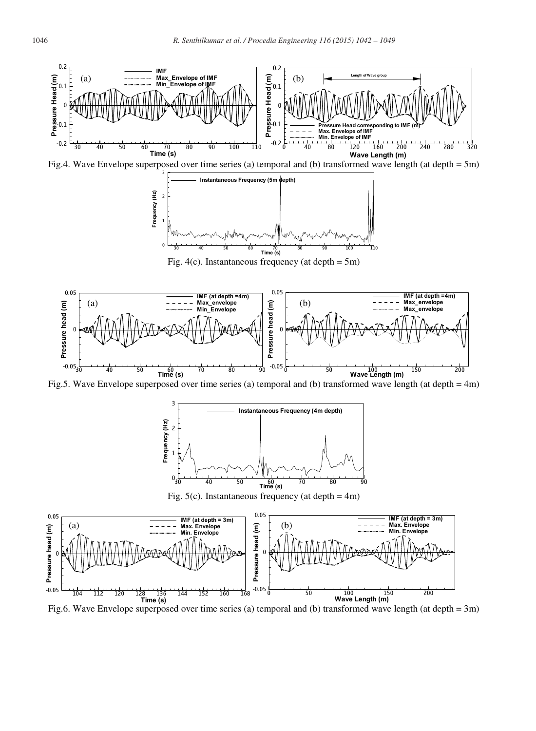Fig.4. Wave Envelope superposed over time series (a) temporal and (b) transformed wave length (at depth = 5m)

Fig. 4(c). Instantaneous frequency (at depth = 5m)

Fig.5. Wave Envelope superposed over time series (a) temporal and (b) transformed wave length (at depth = 4m)

Fig. 5(c). Instantaneous frequency (at depth = 4m)

Fig.6. Wave Envelope superposed over time series (a) temporal and (b) transformed wave length (at depth = 3m)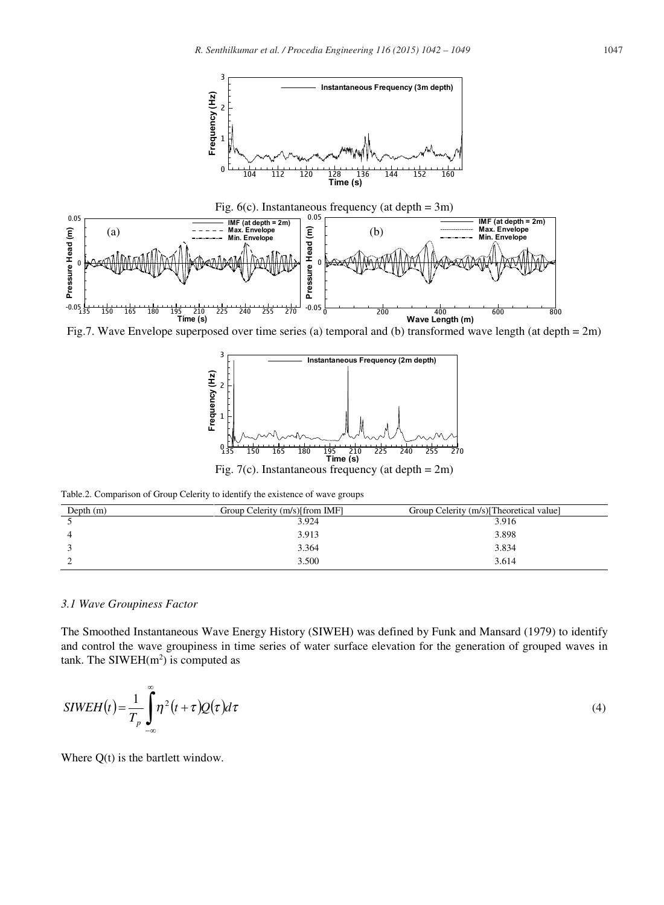Fig. 6(c). Instantaneous frequency (at depth = 3m)

Fig.7. Wave Envelope superposed over time series (a) temporal and (b) transformed wave length (at depth = 2m)

Fig. 7(c). Instantaneous frequency (at depth = 2m)

Table.2. Comparison of Group Celerity to identify the existence of wave groups

| Depth (m) | Group Celerity (m/s)[from IMF] | Group Celerity (m/s)[Theoretical value] |
|---|---|---|
| 5 | 3.924 | 3.916 |
| 4 | 3.913 | 3.898 |
| 3 | 3.364 | 3.834 |
| 2 | 3.500 | 3.614 |

### *3.1 Wave Groupiness Factor*

The Smoothed Instantaneous Wave Energy History (SIWEH) was defined by Funk and Mansard (1979) to identify and control the wave groupiness in time series of water surface elevation for the generation of grouped waves in tank. The SIWEH($m^2$) is computed as

$$SIWEH(t) = \frac{1}{T_p} \int_{-\infty}^{\infty} \eta^2 (t + \tau) Q(\tau) d\tau \tag{4}$$

Where Q(t) is the bartlett window.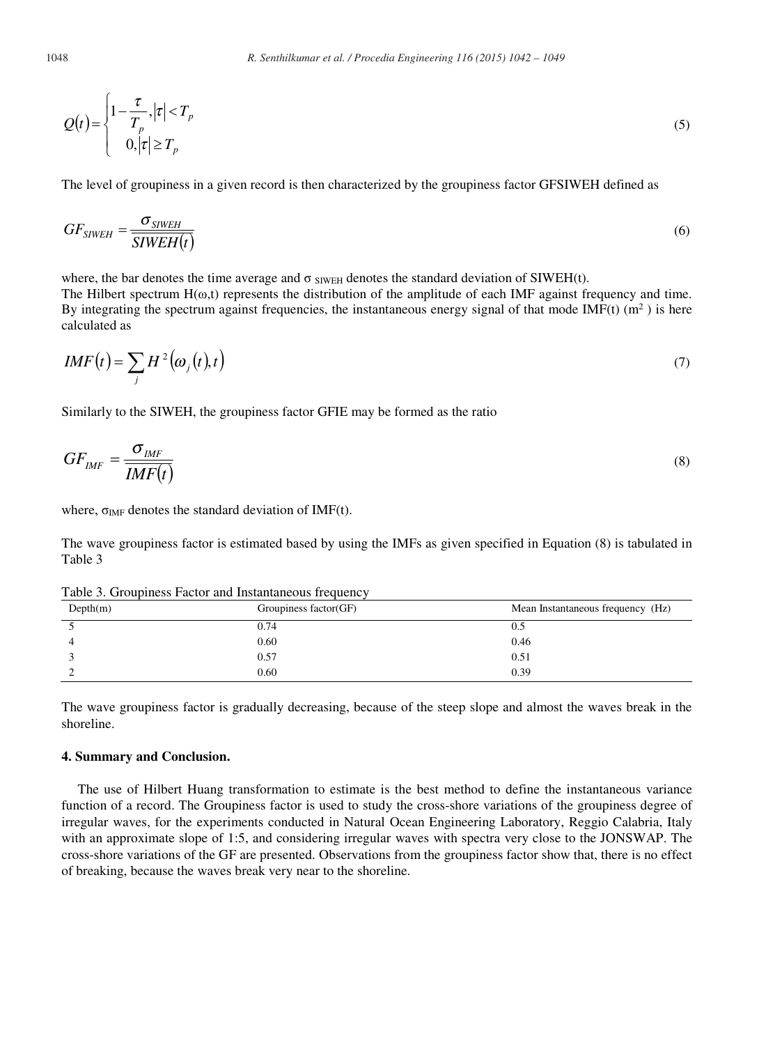$$Q(t) = \begin{cases} 1 - \dfrac{\tau}{T_p}, |\tau| < T_p \\ 0, |\tau| \geq T_p \end{cases} \tag{5}$$

The level of groupiness in a given record is then characterized by the groupiness factor GFSIWEH defined as

$$GF_{SIWEH} = \frac{\sigma_{SIWEH}}{\overline{SIWEH(t)}} \tag{6}$$

where, the bar denotes the time average and $\sigma_{SIWEH}$ denotes the standard deviation of SIWEH(t).
The Hilbert spectrum H(ω,t) represents the distribution of the amplitude of each IMF against frequency and time. By integrating the spectrum against frequencies, the instantaneous energy signal of that mode IMF(t) ($m^2$) is here calculated as

$$IMF(t) = \sum_j H^2(\omega_j(t), t) \tag{7}$$

Similarly to the SIWEH, the groupiness factor GFIE may be formed as the ratio

$$GF_{IMF} = \frac{\sigma_{IMF}}{\overline{IMF(t)}} \tag{8}$$

where, $\sigma_{IMF}$ denotes the standard deviation of IMF(t).

The wave groupiness factor is estimated based by using the IMFs as given specified in Equation (8) is tabulated in Table 3

Table 3. Groupiness Factor and Instantaneous frequency

| Depth(m) | Groupiness factor(GF) | Mean Instantaneous frequency (Hz) |
|---|---|---|
| 5 | 0.74 | 0.5 |
| 4 | 0.60 | 0.46 |
| 3 | 0.57 | 0.51 |
| 2 | 0.60 | 0.39 |

The wave groupiness factor is gradually decreasing, because of the steep slope and almost the waves break in the shoreline.

### 4. Summary and Conclusion.

The use of Hilbert Huang transformation to estimate is the best method to define the instantaneous variance function of a record. The Groupiness factor is used to study the cross-shore variations of the groupiness degree of irregular waves, for the experiments conducted in Natural Ocean Engineering Laboratory, Reggio Calabria, Italy with an approximate slope of 1:5, and considering irregular waves with spectra very close to the JONSWAP. The cross-shore variations of the GF are presented. Observations from the groupiness factor show that, there is no effect of breaking, because the waves break very near to the shoreline.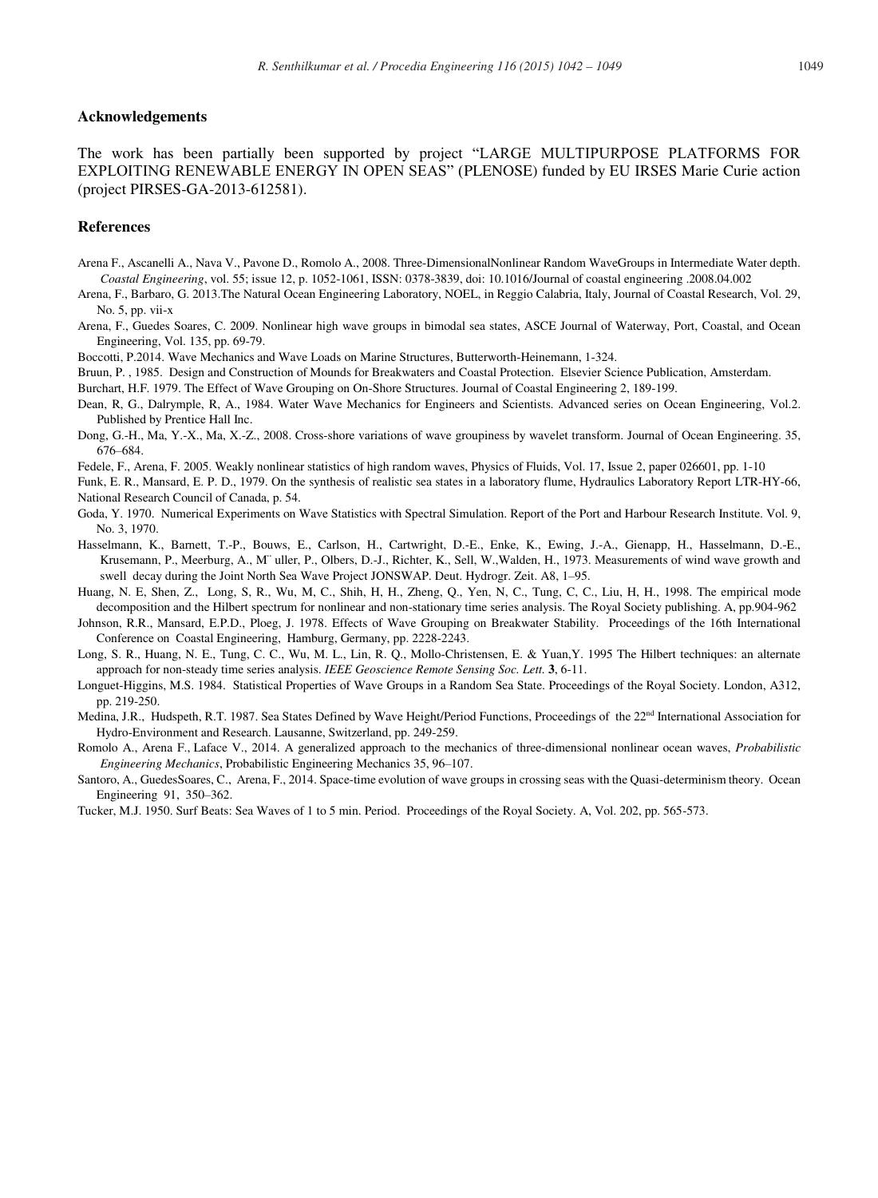## Acknowledgements

The work has been partially been supported by project "LARGE MULTIPURPOSE PLATFORMS FOR EXPLOITING RENEWABLE ENERGY IN OPEN SEAS" (PLENOSE) funded by EU IRSES Marie Curie action (project PIRSES-GA-2013-612581).

## References

Arena F., Ascanelli A., Nava V., Pavone D., Romolo A., 2008. Three-DimensionalNonlinear Random WaveGroups in Intermediate Water depth. *Coastal Engineering*, vol. 55; issue 12, p. 1052-1061, ISSN: 0378-3839, doi: 10.1016/Journal of coastal engineering .2008.04.002

Arena, F., Barbaro, G. 2013.The Natural Ocean Engineering Laboratory, NOEL, in Reggio Calabria, Italy, Journal of Coastal Research, Vol. 29, No. 5, pp. vii-x

Arena, F., Guedes Soares, C. 2009. Nonlinear high wave groups in bimodal sea states, ASCE Journal of Waterway, Port, Coastal, and Ocean Engineering, Vol. 135, pp. 69-79.

Boccotti, P.2014. Wave Mechanics and Wave Loads on Marine Structures, Butterworth-Heinemann, 1-324.

Bruun, P. , 1985. Design and Construction of Mounds for Breakwaters and Coastal Protection. Elsevier Science Publication, Amsterdam.

Burchart, H.F. 1979. The Effect of Wave Grouping on On-Shore Structures. Journal of Coastal Engineering 2, 189-199.

Dean, R, G., Dalrymple, R, A., 1984. Water Wave Mechanics for Engineers and Scientists. Advanced series on Ocean Engineering, Vol.2. Published by Prentice Hall Inc.

Dong, G.-H., Ma, Y.-X., Ma, X.-Z., 2008. Cross-shore variations of wave groupiness by wavelet transform. Journal of Ocean Engineering. 35, 676–684.

Fedele, F., Arena, F. 2005. Weakly nonlinear statistics of high random waves, Physics of Fluids, Vol. 17, Issue 2, paper 026601, pp. 1-10

Funk, E. R., Mansard, E. P. D., 1979. On the synthesis of realistic sea states in a laboratory flume, Hydraulics Laboratory Report LTR-HY-66, National Research Council of Canada, p. 54.

Goda, Y. 1970. Numerical Experiments on Wave Statistics with Spectral Simulation. Report of the Port and Harbour Research Institute. Vol. 9, No. 3, 1970.

Hasselmann, K., Barnett, T.-P., Bouws, E., Carlson, H., Cartwright, D.-E., Enke, K., Ewing, J.-A., Gienapp, H., Hasselmann, D.-E., Krusemann, P., Meerburg, A., M¨ uller, P., Olbers, D.-J., Richter, K., Sell, W.,Walden, H., 1973. Measurements of wind wave growth and swell decay during the Joint North Sea Wave Project JONSWAP. Deut. Hydrogr. Zeit. A8, 1–95.

Huang, N. E, Shen, Z., Long, S, R., Wu, M, C., Shih, H, H., Zheng, Q., Yen, N, C., Tung, C, C., Liu, H, H., 1998. The empirical mode decomposition and the Hilbert spectrum for nonlinear and non-stationary time series analysis. The Royal Society publishing. A, pp.904-962

Johnson, R.R., Mansard, E.P.D., Ploeg, J. 1978. Effects of Wave Grouping on Breakwater Stability. Proceedings of the 16th International Conference on Coastal Engineering, Hamburg, Germany, pp. 2228-2243.

Long, S. R., Huang, N. E., Tung, C. C., Wu, M. L., Lin, R. Q., Mollo-Christensen, E. & Yuan,Y. 1995 The Hilbert techniques: an alternate approach for non-steady time series analysis. *IEEE Geoscience Remote Sensing Soc. Lett.* **3**, 6-11.

Longuet-Higgins, M.S. 1984. Statistical Properties of Wave Groups in a Random Sea State. Proceedings of the Royal Society. London, A312, pp. 219-250.

Medina, J.R., Hudspeth, R.T. 1987. Sea States Defined by Wave Height/Period Functions, Proceedings of the 22nd International Association for Hydro-Environment and Research. Lausanne, Switzerland, pp. 249-259.

Romolo A., Arena F., Laface V., 2014. A generalized approach to the mechanics of three-dimensional nonlinear ocean waves, *Probabilistic Engineering Mechanics*, Probabilistic Engineering Mechanics 35, 96–107.

Santoro, A., GuedesSoares, C., Arena, F., 2014. Space-time evolution of wave groups in crossing seas with the Quasi-determinism theory. Ocean Engineering 91, 350–362.

Tucker, M.J. 1950. Surf Beats: Sea Waves of 1 to 5 min. Period. Proceedings of the Royal Society. A, Vol. 202, pp. 565-573.